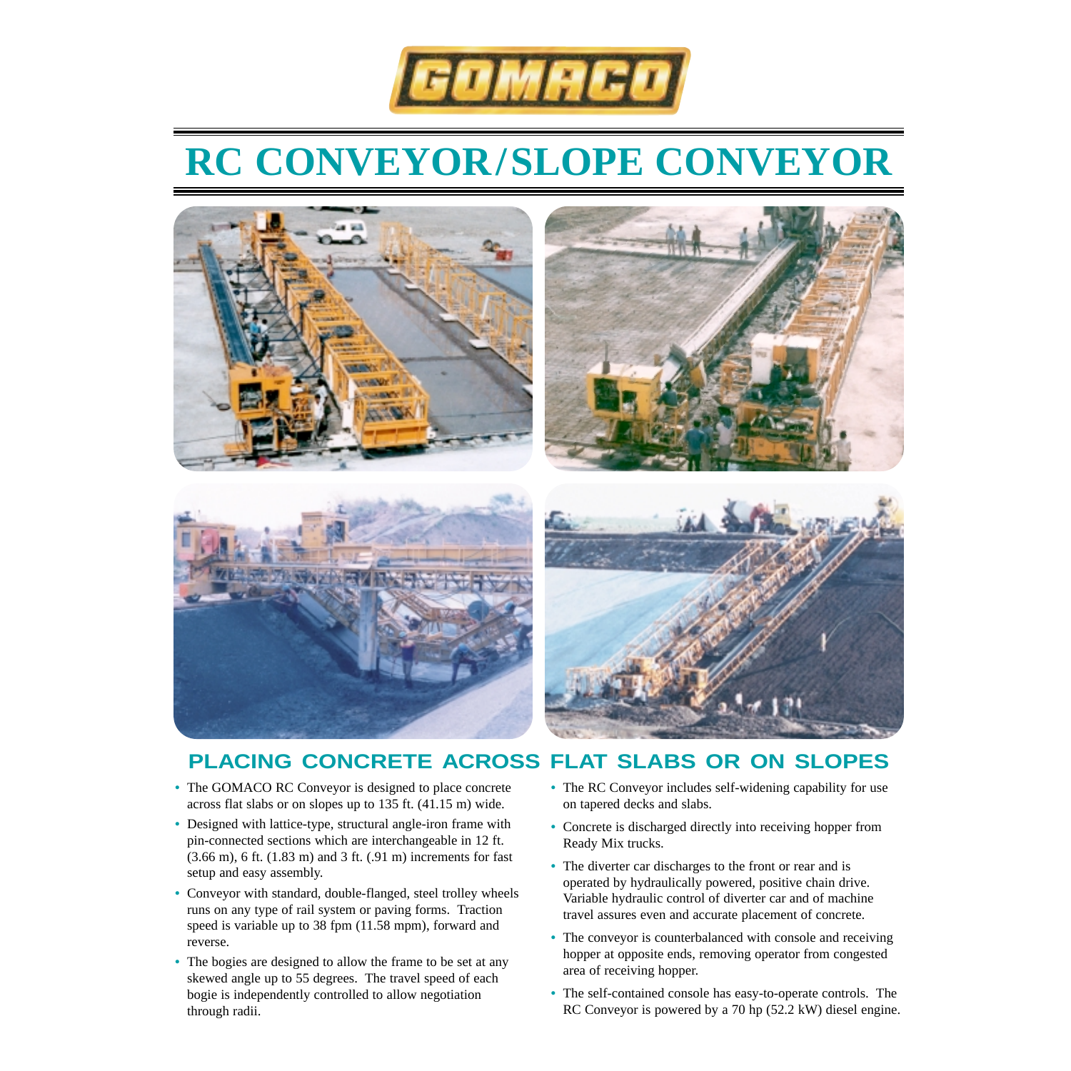GOMACO

# RC CONVEYOR/SLOPE CONVEYOR

## PLACING CONCRETE ACROSS FLAT SLABS OR ON SLOPES

- The GOMACO RC Conveyor is designed to place concrete across flat slabs or on slopes up to 135 ft. (41.15 m) wide.
- Designed with lattice-type, structural angle-iron frame with pin-connected sections which are interchangeable in 12 ft. (3.66 m), 6 ft. (1.83 m) and 3 ft. (.91 m) increments for fast setup and easy assembly.
- Conveyor with standard, double-flanged, steel trolley wheels runs on any type of rail system or paving forms. Traction speed is variable up to 38 fpm (11.58 mpm), forward and reverse.
- The bogies are designed to allow the frame to be set at any skewed angle up to 55 degrees. The travel speed of each bogie is independently controlled to allow negotiation through radii.
- The RC Conveyor includes self-widening capability for use on tapered decks and slabs.
- Concrete is discharged directly into receiving hopper from Ready Mix trucks.
- The diverter car discharges to the front or rear and is operated by hydraulically powered, positive chain drive. Variable hydraulic control of diverter car and of machine travel assures even and accurate placement of concrete.
- The conveyor is counterbalanced with console and receiving hopper at opposite ends, removing operator from congested area of receiving hopper.
- The self-contained console has easy-to-operate controls. The RC Conveyor is powered by a 70 hp (52.2 kW) diesel engine.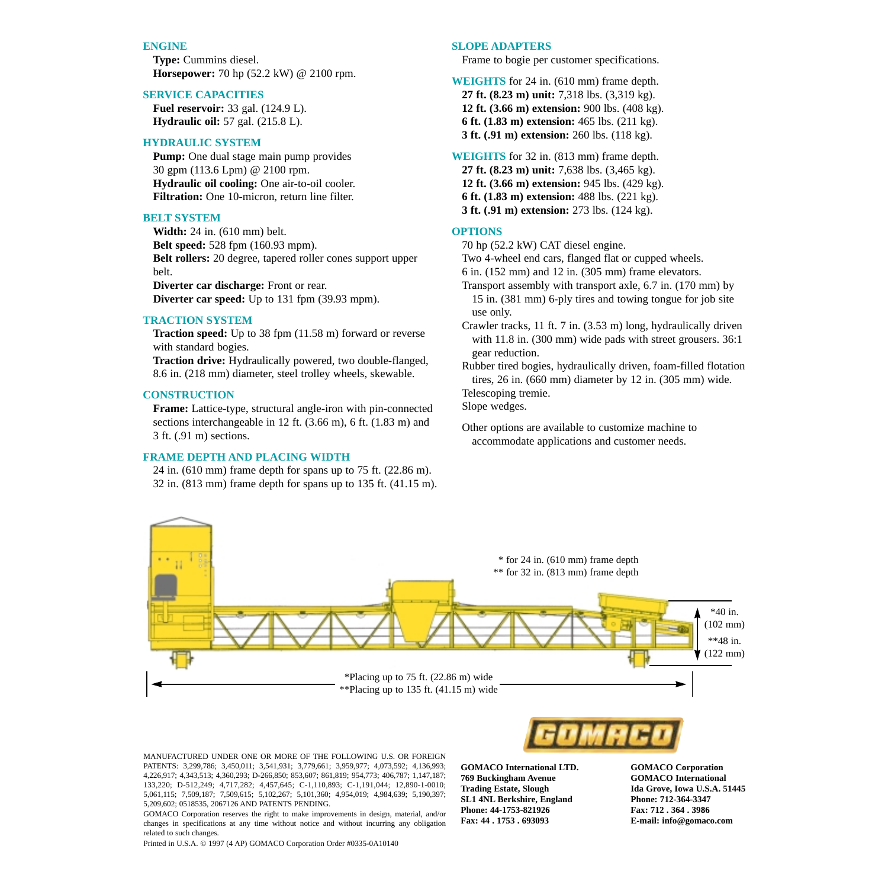## ENGINE

**Type:** Cummins diesel.
**Horsepower:** 70 hp (52.2 kW) @ 2100 rpm.

## SERVICE CAPACITIES

**Fuel reservoir:** 33 gal. (124.9 L).
**Hydraulic oil:** 57 gal. (215.8 L).

## HYDRAULIC SYSTEM

**Pump:** One dual stage main pump provides 30 gpm (113.6 Lpm) @ 2100 rpm.
**Hydraulic oil cooling:** One air-to-oil cooler.
**Filtration:** One 10-micron, return line filter.

## BELT SYSTEM

**Width:** 24 in. (610 mm) belt.
**Belt speed:** 528 fpm (160.93 mpm).
**Belt rollers:** 20 degree, tapered roller cones support upper belt.
**Diverter car discharge:** Front or rear.
**Diverter car speed:** Up to 131 fpm (39.93 mpm).

## TRACTION SYSTEM

**Traction speed:** Up to 38 fpm (11.58 m) forward or reverse with standard bogies.
**Traction drive:** Hydraulically powered, two double-flanged, 8.6 in. (218 mm) diameter, steel trolley wheels, skewable.

## CONSTRUCTION

**Frame:** Lattice-type, structural angle-iron with pin-connected sections interchangeable in 12 ft. (3.66 m), 6 ft. (1.83 m) and 3 ft. (.91 m) sections.

## FRAME DEPTH AND PLACING WIDTH

24 in. (610 mm) frame depth for spans up to 75 ft. (22.86 m).
32 in. (813 mm) frame depth for spans up to 135 ft. (41.15 m).

## SLOPE ADAPTERS

Frame to bogie per customer specifications.

## WEIGHTS for 24 in. (610 mm) frame depth.

**27 ft. (8.23 m) unit:** 7,318 lbs. (3,319 kg).
**12 ft. (3.66 m) extension:** 900 lbs. (408 kg).
**6 ft. (1.83 m) extension:** 465 lbs. (211 kg).
**3 ft. (.91 m) extension:** 260 lbs. (118 kg).

## WEIGHTS for 32 in. (813 mm) frame depth.

**27 ft. (8.23 m) unit:** 7,638 lbs. (3,465 kg).
**12 ft. (3.66 m) extension:** 945 lbs. (429 kg).
**6 ft. (1.83 m) extension:** 488 lbs. (221 kg).
**3 ft. (.91 m) extension:** 273 lbs. (124 kg).

## OPTIONS

70 hp (52.2 kW) CAT diesel engine.
Two 4-wheel end cars, flanged flat or cupped wheels.
6 in. (152 mm) and 12 in. (305 mm) frame elevators.
Transport assembly with transport axle, 6.7 in. (170 mm) by 15 in. (381 mm) 6-ply tires and towing tongue for job site use only.
Crawler tracks, 11 ft. 7 in. (3.53 m) long, hydraulically driven with 11.8 in. (300 mm) wide pads with street grousers. 36:1 gear reduction.
Rubber tired bogies, hydraulically driven, foam-filled flotation tires, 26 in. (660 mm) diameter by 12 in. (305 mm) wide.
Telescoping tremie.
Slope wedges.

Other options are available to customize machine to accommodate applications and customer needs.

\* for 24 in. (610 mm) frame depth
\** for 32 in. (813 mm) frame depth

*40 in. (102 mm)
**48 in. (122 mm)

*Placing up to 75 ft. (22.86 m) wide
**Placing up to 135 ft. (41.15 m) wide

MANUFACTURED UNDER ONE OR MORE OF THE FOLLOWING U.S. OR FOREIGN PATENTS: 3,299,786; 3,450,011; 3,541,931; 3,779,661; 3,959,977; 4,073,592; 4,136,993; 4,226,917; 4,343,513; 4,360,293; D-266,850; 853,607; 861,819; 954,773; 406,787; 1,147,187; 133,220; D-512,249; 4,717,282; 4,457,645; C-1,110,893; C-1,191,044; 12,890-1-0010; 5,061,115; 7,509,187; 7,509,615; 5,102,267; 5,101,360; 4,954,019; 4,984,639; 5,190,397; 5,209,602; 0518535, 2067126 AND PATENTS PENDING.

GOMACO Corporation reserves the right to make improvements in design, material, and/or changes in specifications at any time without notice and without incurring any obligation related to such changes.

Printed in U.S.A. © 1997 (4 AP) GOMACO Corporation Order #0335-0A10140

GOMACO

**GOMACO International LTD.**
**769 Buckingham Avenue**
**Trading Estate, Slough**
**SL1 4NL Berkshire, England**
**Phone: 44-1753-821926**
**Fax: 44 . 1753 . 693093**

**GOMACO Corporation**
**GOMACO International**
**Ida Grove, Iowa U.S.A. 51445**
**Phone: 712-364-3347**
**Fax: 712 . 364 . 3986**
**E-mail: info@gomaco.com**